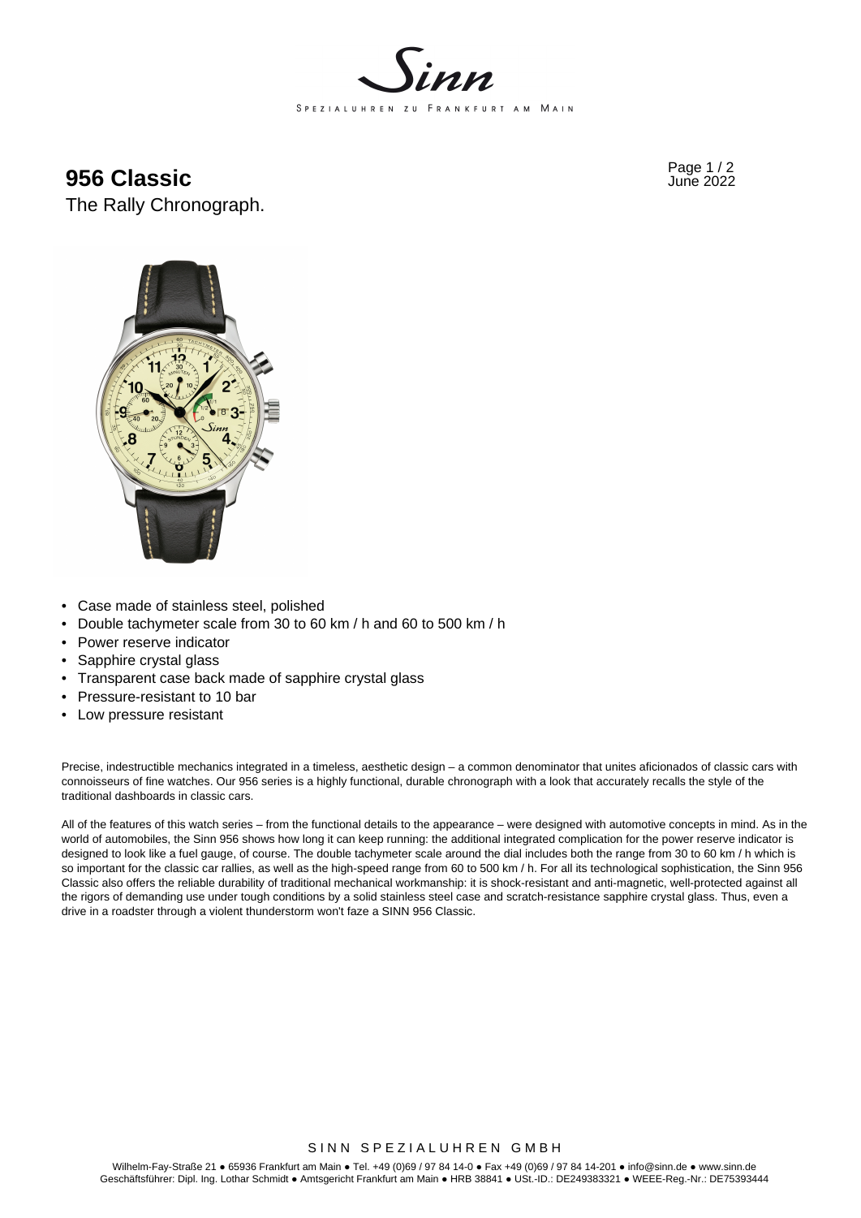Sinn

SPEZIALUHREN ZU FRANKFURT AM MAIN

# 956 Classic

The Rally Chronograph.

June 2022

- Case made of stainless steel, polished
- Double tachymeter scale from 30 to 60 km / h and 60 to 500 km / h
- Power reserve indicator
- Sapphire crystal glass
- Transparent case back made of sapphire crystal glass
- Pressure-resistant to 10 bar
- Low pressure resistant

Precise, indestructible mechanics integrated in a timeless, aesthetic design – a common denominator that unites aficionados of classic cars with connoisseurs of fine watches. Our 956 series is a highly functional, durable chronograph with a look that accurately recalls the style of the traditional dashboards in classic cars.

All of the features of this watch series – from the functional details to the appearance – were designed with automotive concepts in mind. As in the world of automobiles, the Sinn 956 shows how long it can keep running: the additional integrated complication for the power reserve indicator is designed to look like a fuel gauge, of course. The double tachymeter scale around the dial includes both the range from 30 to 60 km / h which is so important for the classic car rallies, as well as the high-speed range from 60 to 500 km / h. For all its technological sophistication, the Sinn 956 Classic also offers the reliable durability of traditional mechanical workmanship: it is shock-resistant and anti-magnetic, well-protected against all the rigors of demanding use under tough conditions by a solid stainless steel case and scratch-resistance sapphire crystal glass. Thus, even a drive in a roadster through a violent thunderstorm won't faze a SINN 956 Classic.

SINN SPEZIALUHREN GMBH

Wilhelm-Fay-Straße 21 ● 65936 Frankfurt am Main ● Tel. +49 (0)69 / 97 84 14-0 ● Fax +49 (0)69 / 97 84 14-201 ● info@sinn.de ● www.sinn.de
Geschäftsführer: Dipl. Ing. Lothar Schmidt ● Amtsgericht Frankfurt am Main ● HRB 38841 ● USt.-ID.: DE249383321 ● WEEE-Reg.-Nr.: DE75393444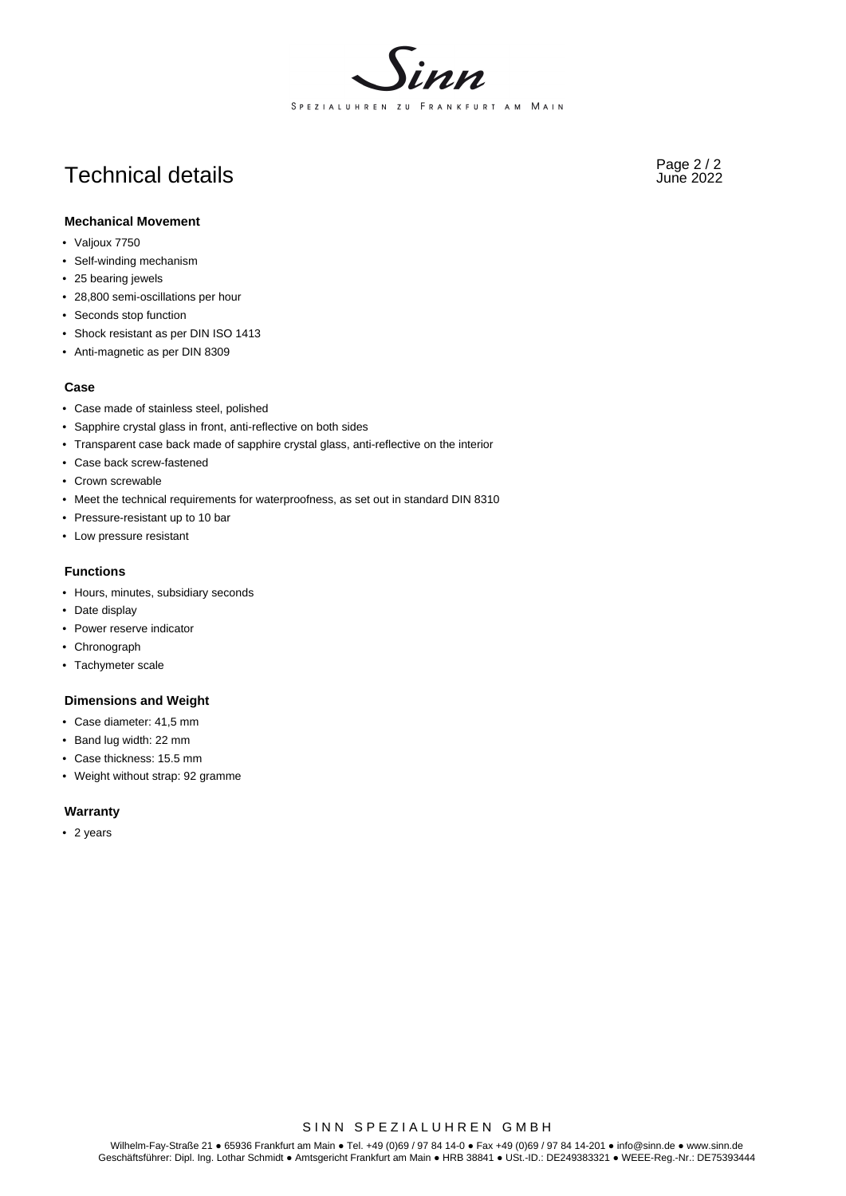# Technical details

### Mechanical Movement

- Valjoux 7750
- Self-winding mechanism
- 25 bearing jewels
- 28,800 semi-oscillations per hour
- Seconds stop function
- Shock resistant as per DIN ISO 1413
- Anti-magnetic as per DIN 8309

### Case

- Case made of stainless steel, polished
- Sapphire crystal glass in front, anti-reflective on both sides
- Transparent case back made of sapphire crystal glass, anti-reflective on the interior
- Case back screw-fastened
- Crown screwable
- Meet the technical requirements for waterproofness, as set out in standard DIN 8310
- Pressure-resistant up to 10 bar
- Low pressure resistant

### Functions

- Hours, minutes, subsidiary seconds
- Date display
- Power reserve indicator
- Chronograph
- Tachymeter scale

### Dimensions and Weight

- Case diameter: 41,5 mm
- Band lug width: 22 mm
- Case thickness: 15.5 mm
- Weight without strap: 92 gramme

### Warranty

- 2 years